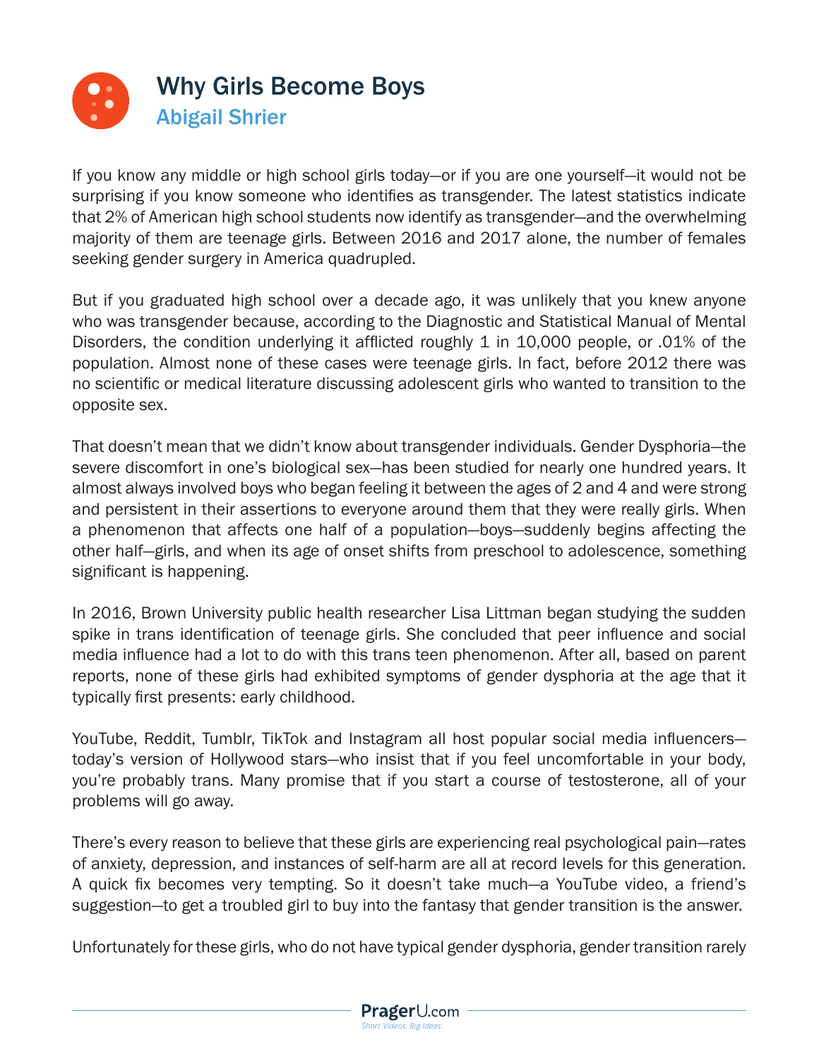# Why Girls Become Boys

## Abigail Shrier

If you know any middle or high school girls today—or if you are one yourself—it would not be surprising if you know someone who identifies as transgender. The latest statistics indicate that 2% of American high school students now identify as transgender—and the overwhelming majority of them are teenage girls. Between 2016 and 2017 alone, the number of females seeking gender surgery in America quadrupled.

But if you graduated high school over a decade ago, it was unlikely that you knew anyone who was transgender because, according to the Diagnostic and Statistical Manual of Mental Disorders, the condition underlying it afflicted roughly 1 in 10,000 people, or .01% of the population. Almost none of these cases were teenage girls. In fact, before 2012 there was no scientific or medical literature discussing adolescent girls who wanted to transition to the opposite sex.

That doesn't mean that we didn't know about transgender individuals. Gender Dysphoria—the severe discomfort in one's biological sex—has been studied for nearly one hundred years. It almost always involved boys who began feeling it between the ages of 2 and 4 and were strong and persistent in their assertions to everyone around them that they were really girls. When a phenomenon that affects one half of a population—boys—suddenly begins affecting the other half—girls, and when its age of onset shifts from preschool to adolescence, something significant is happening.

In 2016, Brown University public health researcher Lisa Littman began studying the sudden spike in trans identification of teenage girls. She concluded that peer influence and social media influence had a lot to do with this trans teen phenomenon. After all, based on parent reports, none of these girls had exhibited symptoms of gender dysphoria at the age that it typically first presents: early childhood.

YouTube, Reddit, Tumblr, TikTok and Instagram all host popular social media influencers—today's version of Hollywood stars—who insist that if you feel uncomfortable in your body, you're probably trans. Many promise that if you start a course of testosterone, all of your problems will go away.

There's every reason to believe that these girls are experiencing real psychological pain—rates of anxiety, depression, and instances of self-harm are all at record levels for this generation. A quick fix becomes very tempting. So it doesn't take much—a YouTube video, a friend's suggestion—to get a troubled girl to buy into the fantasy that gender transition is the answer.

Unfortunately for these girls, who do not have typical gender dysphoria, gender transition rarely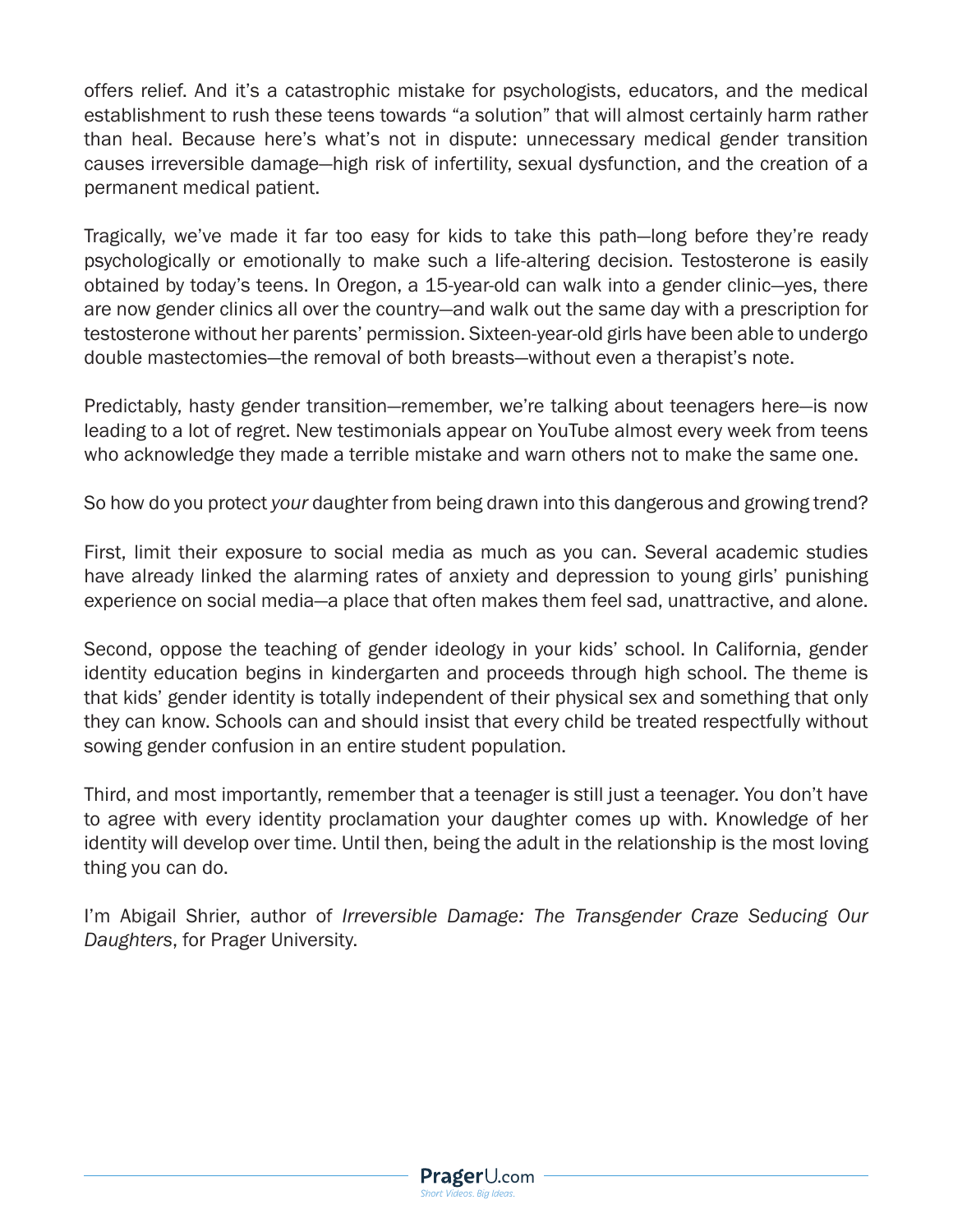offers relief. And it's a catastrophic mistake for psychologists, educators, and the medical establishment to rush these teens towards "a solution" that will almost certainly harm rather than heal. Because here's what's not in dispute: unnecessary medical gender transition causes irreversible damage—high risk of infertility, sexual dysfunction, and the creation of a permanent medical patient.

Tragically, we've made it far too easy for kids to take this path—long before they're ready psychologically or emotionally to make such a life-altering decision. Testosterone is easily obtained by today's teens. In Oregon, a 15-year-old can walk into a gender clinic—yes, there are now gender clinics all over the country—and walk out the same day with a prescription for testosterone without her parents' permission. Sixteen-year-old girls have been able to undergo double mastectomies—the removal of both breasts—without even a therapist's note.

Predictably, hasty gender transition—remember, we're talking about teenagers here—is now leading to a lot of regret. New testimonials appear on YouTube almost every week from teens who acknowledge they made a terrible mistake and warn others not to make the same one.

So how do you protect *your* daughter from being drawn into this dangerous and growing trend?

First, limit their exposure to social media as much as you can. Several academic studies have already linked the alarming rates of anxiety and depression to young girls' punishing experience on social media—a place that often makes them feel sad, unattractive, and alone.

Second, oppose the teaching of gender ideology in your kids' school. In California, gender identity education begins in kindergarten and proceeds through high school. The theme is that kids' gender identity is totally independent of their physical sex and something that only they can know. Schools can and should insist that every child be treated respectfully without sowing gender confusion in an entire student population.

Third, and most importantly, remember that a teenager is still just a teenager. You don't have to agree with every identity proclamation your daughter comes up with. Knowledge of her identity will develop over time. Until then, being the adult in the relationship is the most loving thing you can do.

I'm Abigail Shrier, author of *Irreversible Damage: The Transgender Craze Seducing Our Daughters*, for Prager University.